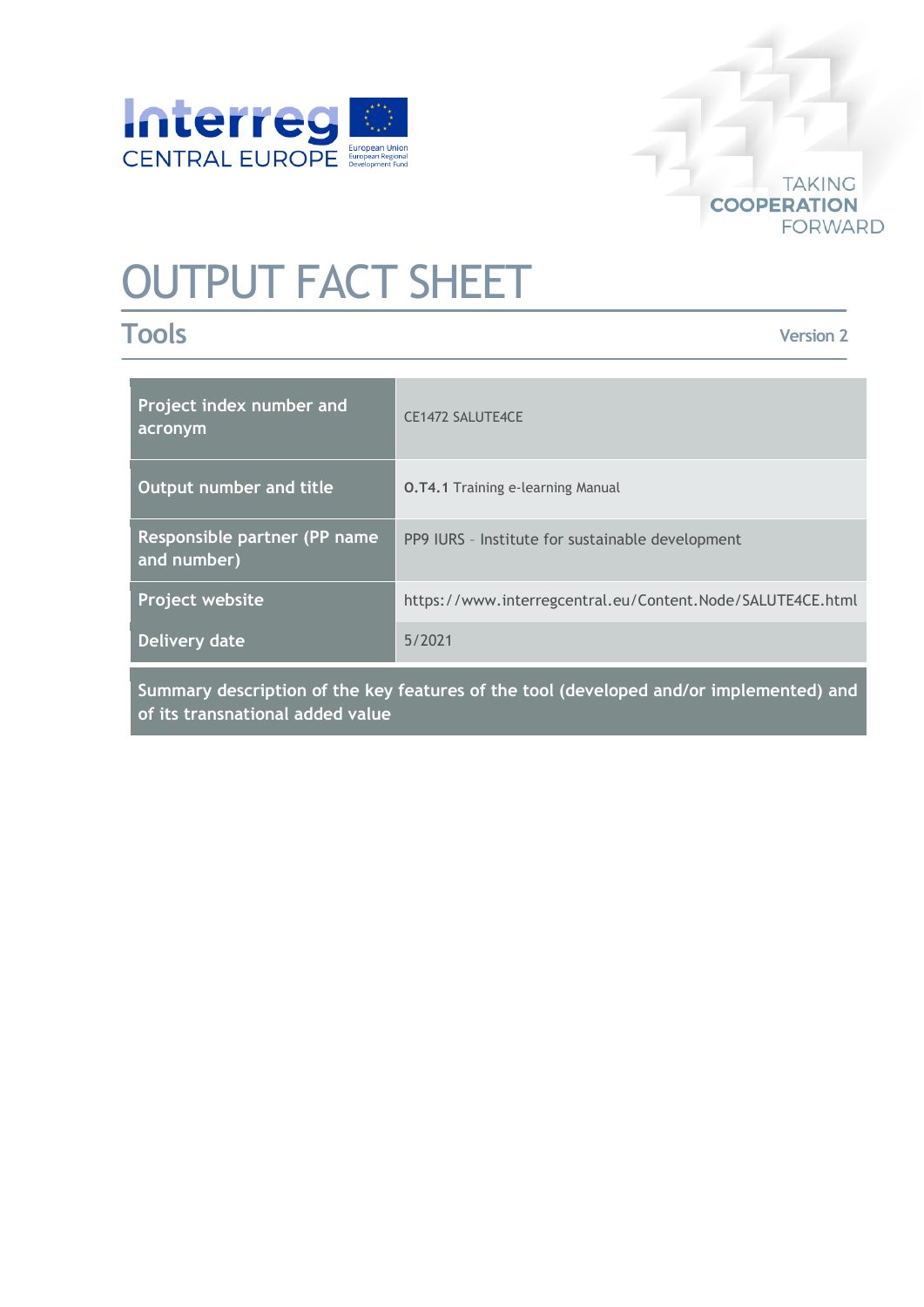# OUTPUT FACT SHEET

## Tools

Version 2

| Project index number and acronym | CE1472 SALUTE4CE |
|---|---|
| Output number and title | **O.T4.1** Training e-learning Manual |
| Responsible partner (PP name and number) | PP9 IURS – Institute for sustainable development |
| Project website | https://www.interregcentral.eu/Content.Node/SALUTE4CE.html |
| Delivery date | 5/2021 |

**Summary description of the key features of the tool (developed and/or implemented) and of its transnational added value**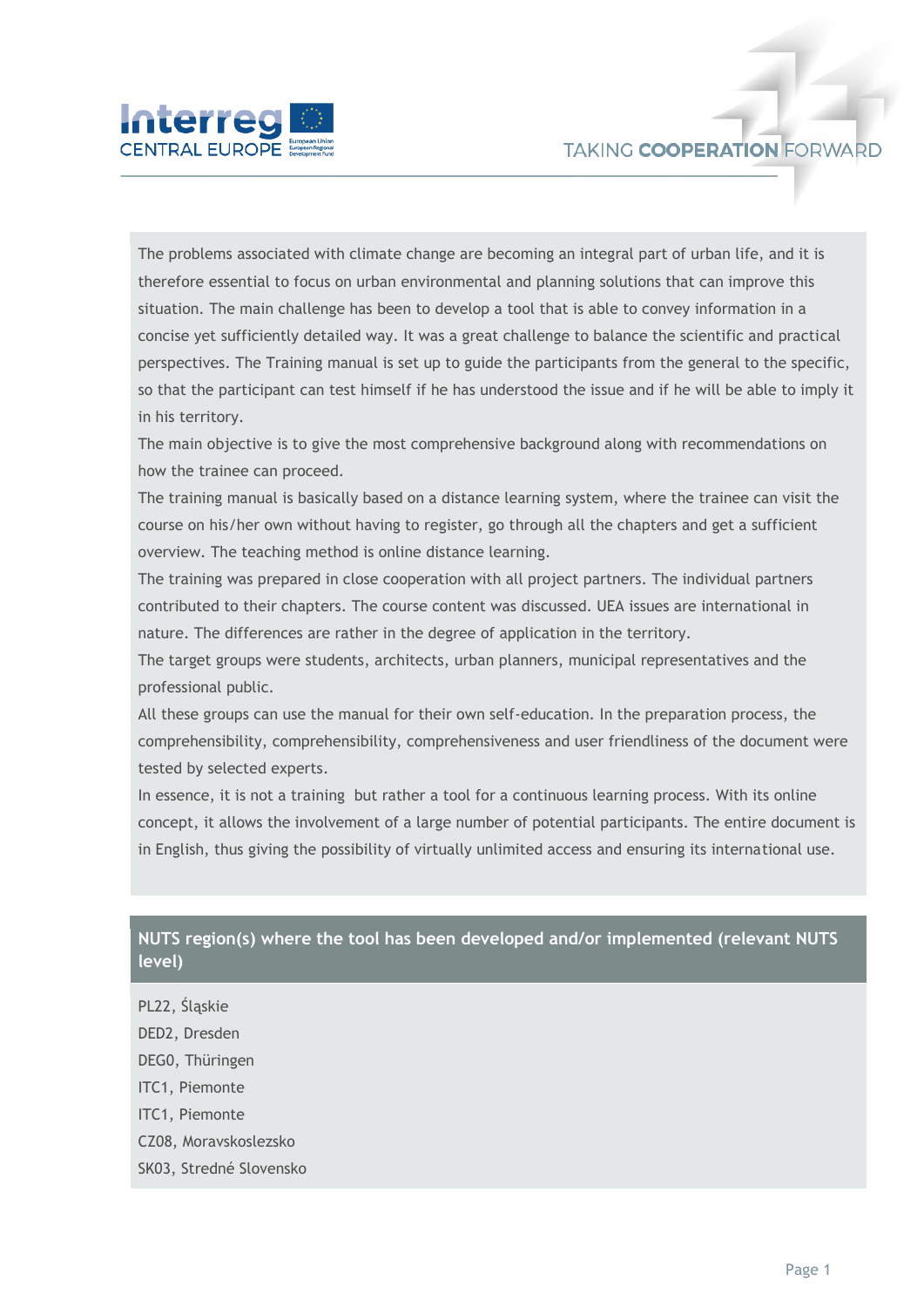The problems associated with climate change are becoming an integral part of urban life, and it is therefore essential to focus on urban environmental and planning solutions that can improve this situation. The main challenge has been to develop a tool that is able to convey information in a concise yet sufficiently detailed way. It was a great challenge to balance the scientific and practical perspectives. The Training manual is set up to guide the participants from the general to the specific, so that the participant can test himself if he has understood the issue and if he will be able to imply it in his territory.

The main objective is to give the most comprehensive background along with recommendations on how the trainee can proceed.

The training manual is basically based on a distance learning system, where the trainee can visit the course on his/her own without having to register, go through all the chapters and get a sufficient overview. The teaching method is online distance learning.

The training was prepared in close cooperation with all project partners. The individual partners contributed to their chapters. The course content was discussed. UEA issues are international in nature. The differences are rather in the degree of application in the territory.

The target groups were students, architects, urban planners, municipal representatives and the professional public.

All these groups can use the manual for their own self-education. In the preparation process, the comprehensibility, comprehensibility, comprehensiveness and user friendliness of the document were tested by selected experts.

In essence, it is not a training but rather a tool for a continuous learning process. With its online concept, it allows the involvement of a large number of potential participants. The entire document is in English, thus giving the possibility of virtually unlimited access and ensuring its international use.

## NUTS region(s) where the tool has been developed and/or implemented (relevant NUTS level)

PL22, Śląskie
DED2, Dresden
DEG0, Thüringen
ITC1, Piemonte
ITC1, Piemonte
CZ08, Moravskoslezsko
SK03, Stredné Slovensko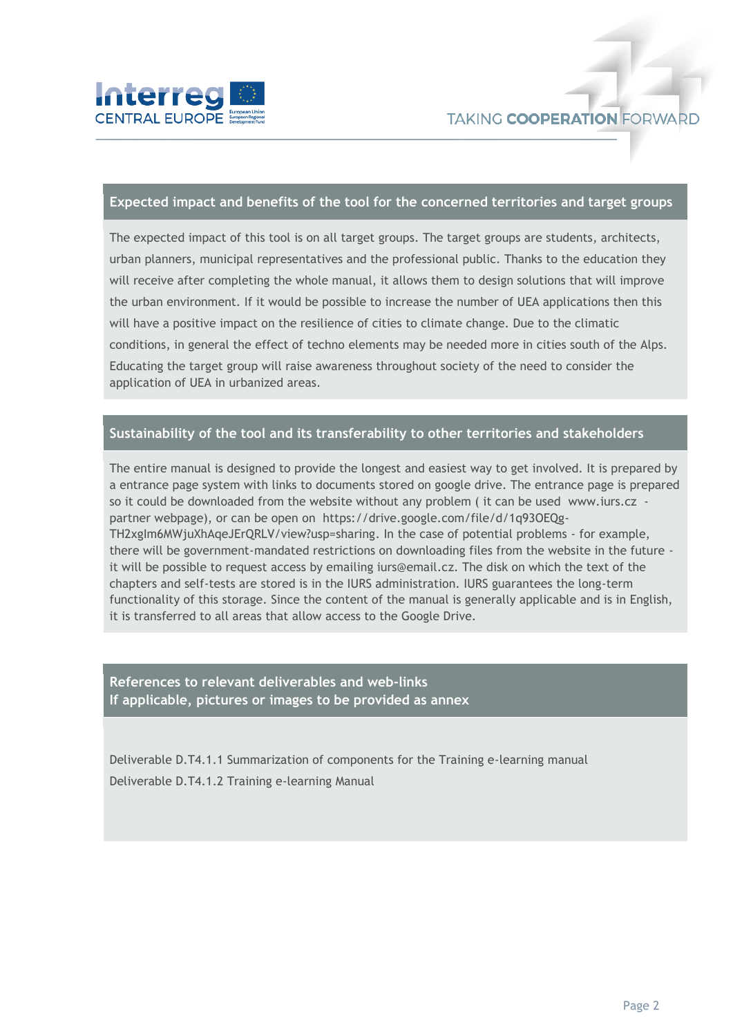## Expected impact and benefits of the tool for the concerned territories and target groups

The expected impact of this tool is on all target groups. The target groups are students, architects, urban planners, municipal representatives and the professional public. Thanks to the education they will receive after completing the whole manual, it allows them to design solutions that will improve the urban environment. If it would be possible to increase the number of UEA applications then this will have a positive impact on the resilience of cities to climate change. Due to the climatic conditions, in general the effect of techno elements may be needed more in cities south of the Alps. Educating the target group will raise awareness throughout society of the need to consider the application of UEA in urbanized areas.

## Sustainability of the tool and its transferability to other territories and stakeholders

The entire manual is designed to provide the longest and easiest way to get involved. It is prepared by a entrance page system with links to documents stored on google drive. The entrance page is prepared so it could be downloaded from the website without any problem ( it can be used www.iurs.cz - partner webpage), or can be open on https://drive.google.com/file/d/1q93OEQg-TH2xgIm6MWjuXhAqeJErQRLV/view?usp=sharing. In the case of potential problems - for example, there will be government-mandated restrictions on downloading files from the website in the future - it will be possible to request access by emailing iurs@email.cz. The disk on which the text of the chapters and self-tests are stored is in the IURS administration. IURS guarantees the long-term functionality of this storage. Since the content of the manual is generally applicable and is in English, it is transferred to all areas that allow access to the Google Drive.

## References to relevant deliverables and web-links
## If applicable, pictures or images to be provided as annex

Deliverable D.T4.1.1 Summarization of components for the Training e-learning manual

Deliverable D.T4.1.2 Training e-learning Manual